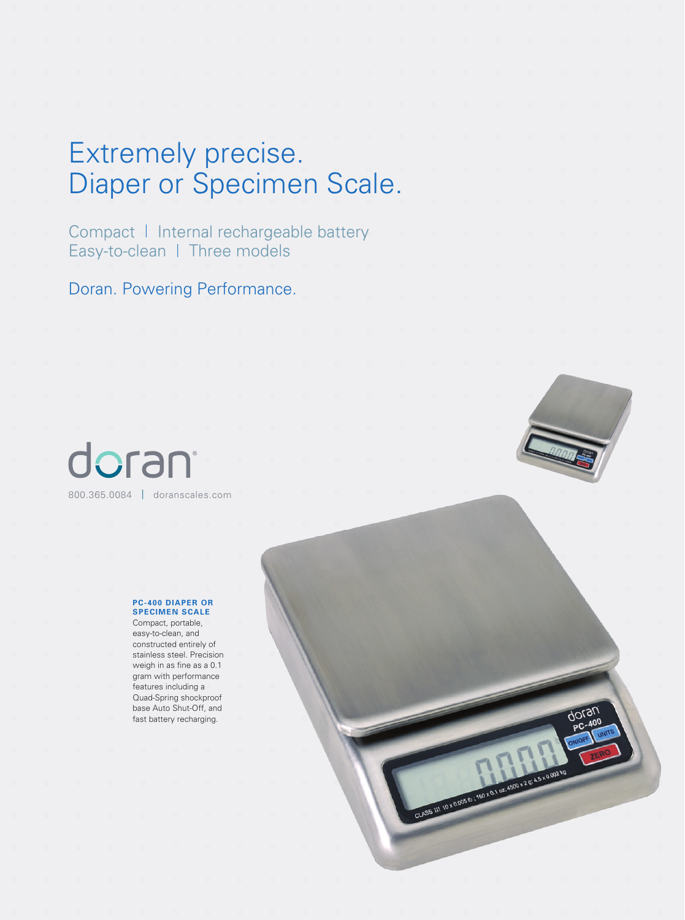# Extremely precise.
# Diaper or Specimen Scale.

Compact | Internal rechargeable battery
Easy-to-clean | Three models

Doran. Powering Performance.

doran®

800.365.0084 | doranscales.com

**PC-400 DIAPER OR SPECIMEN SCALE**

Compact, portable, easy-to-clean, and constructed entirely of stainless steel. Precision weigh in as fine as a 0.1 gram with performance features including a Quad-Spring shockproof base Auto Shut-Off, and fast battery recharging.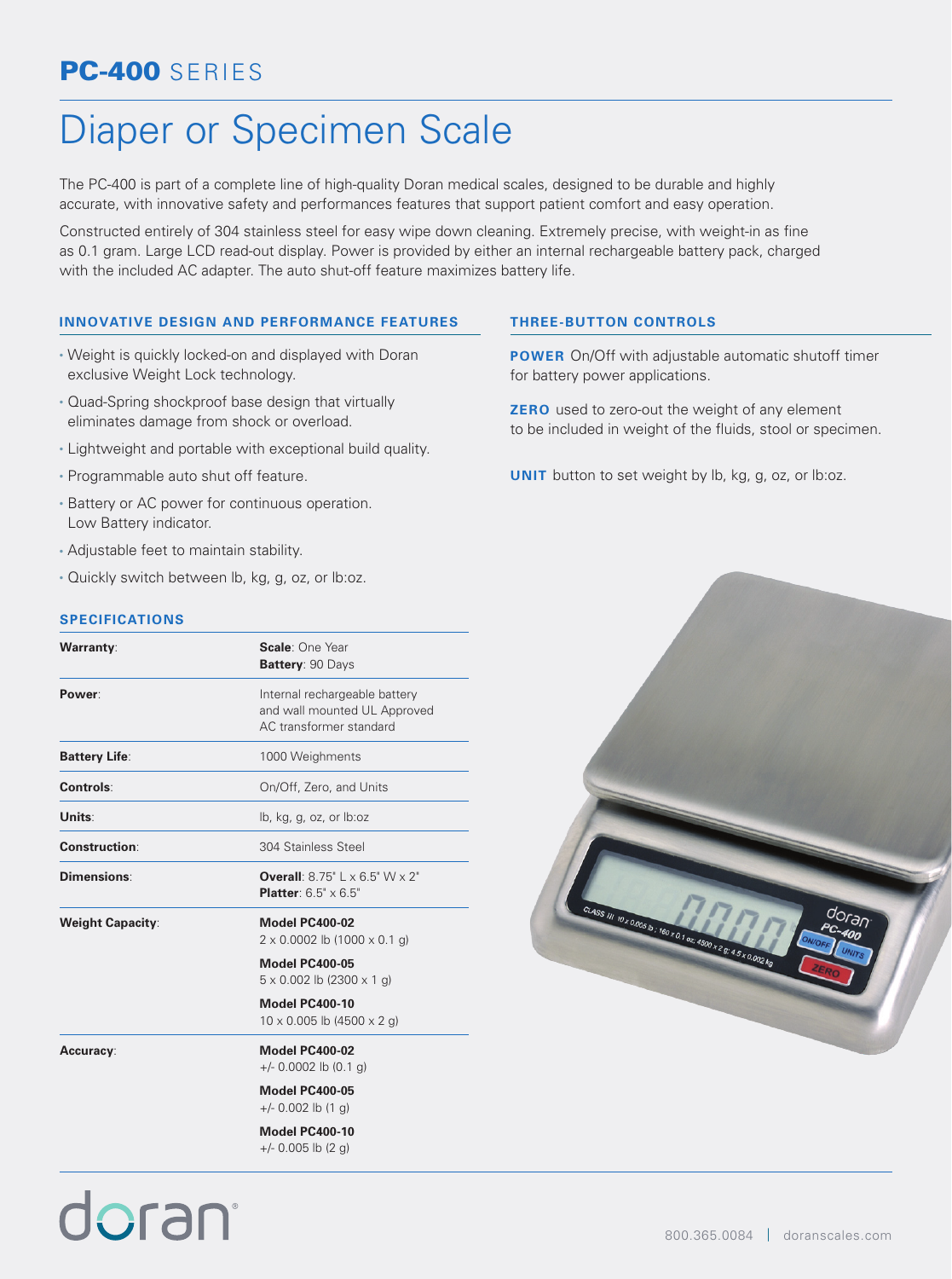## PC-400 SERIES

# Diaper or Specimen Scale

The PC-400 is part of a complete line of high-quality Doran medical scales, designed to be durable and highly accurate, with innovative safety and performances features that support patient comfort and easy operation.

Constructed entirely of 304 stainless steel for easy wipe down cleaning. Extremely precise, with weight-in as fine as 0.1 gram. Large LCD read-out display. Power is provided by either an internal rechargeable battery pack, charged with the included AC adapter. The auto shut-off feature maximizes battery life.

### INNOVATIVE DESIGN AND PERFORMANCE FEATURES

- Weight is quickly locked-on and displayed with Doran exclusive Weight Lock technology.
- Quad-Spring shockproof base design that virtually eliminates damage from shock or overload.
- Lightweight and portable with exceptional build quality.
- Programmable auto shut off feature.
- Battery or AC power for continuous operation. Low Battery indicator.
- Adjustable feet to maintain stability.
- Quickly switch between lb, kg, g, oz, or lb:oz.

### THREE-BUTTON CONTROLS

**POWER** On/Off with adjustable automatic shutoff timer for battery power applications.

**ZERO** used to zero-out the weight of any element to be included in weight of the fluids, stool or specimen.

**UNIT** button to set weight by lb, kg, g, oz, or lb:oz.

### SPECIFICATIONS

| | |
|---|---|
| **Warranty**: | **Scale**: One Year<br>**Battery**: 90 Days |
| **Power**: | Internal rechargeable battery and wall mounted UL Approved AC transformer standard |
| **Battery Life**: | 1000 Weighments |
| **Controls**: | On/Off, Zero, and Units |
| **Units**: | lb, kg, g, oz, or lb:oz |
| **Construction**: | 304 Stainless Steel |
| **Dimensions**: | **Overall**: 8.75" L x 6.5" W x 2"<br>**Platter**: 6.5" x 6.5" |
| **Weight Capacity**: | **Model PC400-02**<br>2 x 0.0002 lb (1000 x 0.1 g)<br>**Model PC400-05**<br>5 x 0.002 lb (2300 x 1 g)<br>**Model PC400-10**<br>10 x 0.005 lb (4500 x 2 g) |
| **Accuracy**: | **Model PC400-02**<br>+/- 0.0002 lb (0.1 g)<br>**Model PC400-05**<br>+/- 0.002 lb (1 g)<br>**Model PC400-10**<br>+/- 0.005 lb (2 g) |

doran

800.365.0084 | doranscales.com